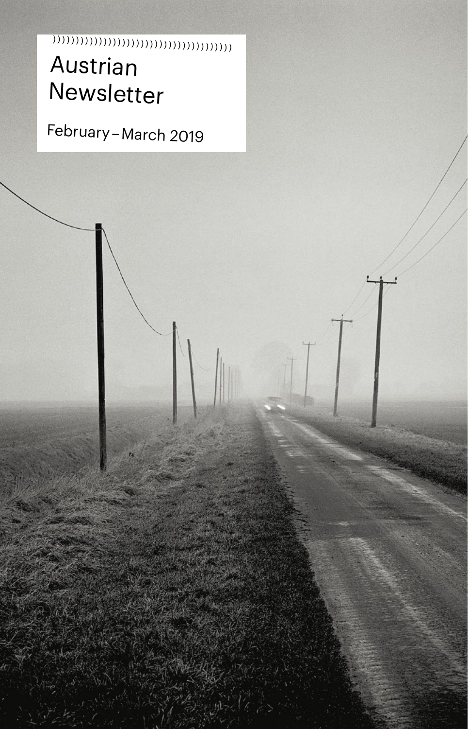# Austrian Newsletter

February – March 2019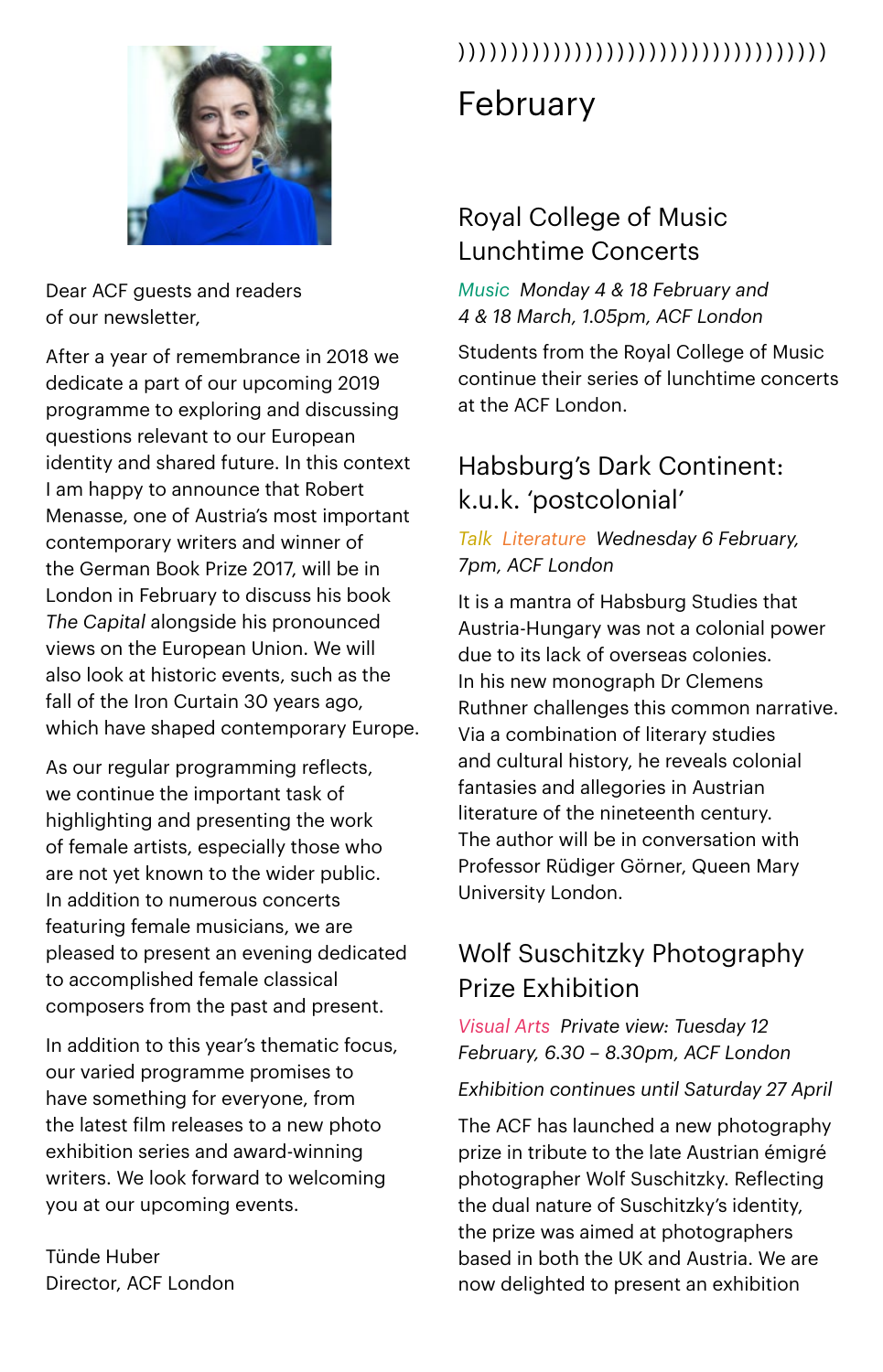Dear ACF guests and readers of our newsletter,

After a year of remembrance in 2018 we dedicate a part of our upcoming 2019 programme to exploring and discussing questions relevant to our European identity and shared future. In this context I am happy to announce that Robert Menasse, one of Austria's most important contemporary writers and winner of the German Book Prize 2017, will be in London in February to discuss his book *The Capital* alongside his pronounced views on the European Union. We will also look at historic events, such as the fall of the Iron Curtain 30 years ago, which have shaped contemporary Europe.

As our regular programming reflects, we continue the important task of highlighting and presenting the work of female artists, especially those who are not yet known to the wider public. In addition to numerous concerts featuring female musicians, we are pleased to present an evening dedicated to accomplished female classical composers from the past and present.

In addition to this year's thematic focus, our varied programme promises to have something for everyone, from the latest film releases to a new photo exhibition series and award-winning writers. We look forward to welcoming you at our upcoming events.

Tünde Huber
Director, ACF London

# February

## Royal College of Music Lunchtime Concerts

*Music Monday 4 & 18 February and 4 & 18 March, 1.05pm, ACF London*

Students from the Royal College of Music continue their series of lunchtime concerts at the ACF London.

## Habsburg's Dark Continent: k.u.k. 'postcolonial'

*Talk Literature Wednesday 6 February, 7pm, ACF London*

It is a mantra of Habsburg Studies that Austria-Hungary was not a colonial power due to its lack of overseas colonies. In his new monograph Dr Clemens Ruthner challenges this common narrative. Via a combination of literary studies and cultural history, he reveals colonial fantasies and allegories in Austrian literature of the nineteenth century. The author will be in conversation with Professor Rüdiger Görner, Queen Mary University London.

## Wolf Suschitzky Photography Prize Exhibition

*Visual Arts Private view: Tuesday 12 February, 6.30 – 8.30pm, ACF London*

*Exhibition continues until Saturday 27 April*

The ACF has launched a new photography prize in tribute to the late Austrian émigré photographer Wolf Suschitzky. Reflecting the dual nature of Suschitzky's identity, the prize was aimed at photographers based in both the UK and Austria. We are now delighted to present an exhibition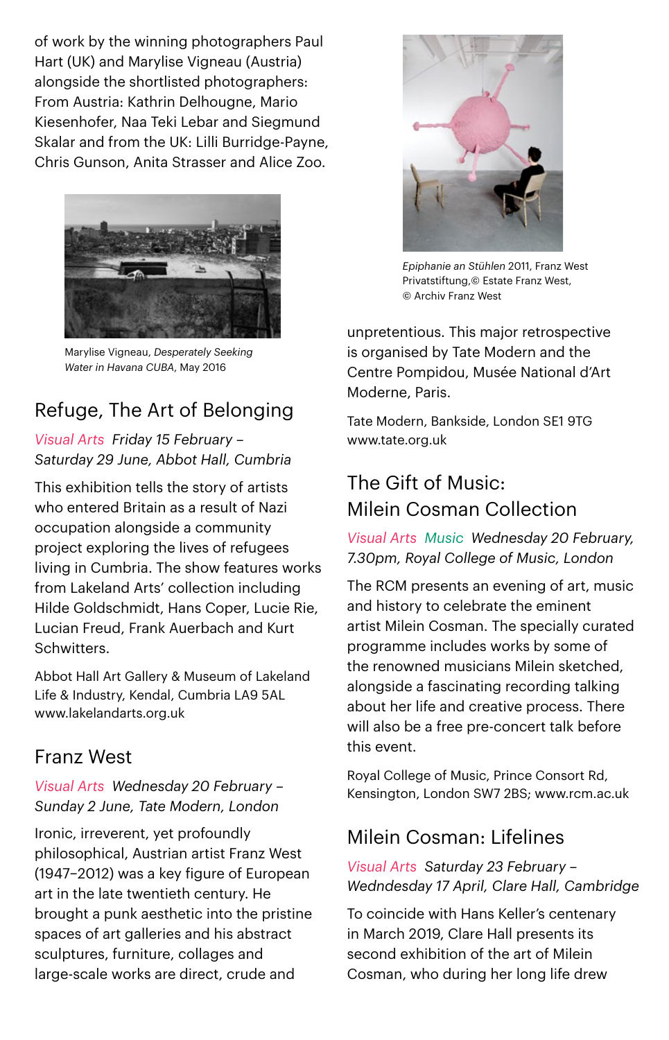of work by the winning photographers Paul Hart (UK) and Marylise Vigneau (Austria) alongside the shortlisted photographers: From Austria: Kathrin Delhougne, Mario Kiesenhofer, Naa Teki Lebar and Siegmund Skalar and from the UK: Lilli Burridge-Payne, Chris Gunson, Anita Strasser and Alice Zoo.

Marylise Vigneau, *Desperately Seeking Water in Havana CUBA*, May 2016

## Refuge, The Art of Belonging

*Visual Arts Friday 15 February – Saturday 29 June, Abbot Hall, Cumbria*

This exhibition tells the story of artists who entered Britain as a result of Nazi occupation alongside a community project exploring the lives of refugees living in Cumbria. The show features works from Lakeland Arts' collection including Hilde Goldschmidt, Hans Coper, Lucie Rie, Lucian Freud, Frank Auerbach and Kurt Schwitters.

Abbot Hall Art Gallery & Museum of Lakeland Life & Industry, Kendal, Cumbria LA9 5AL
www.lakelandarts.org.uk

## Franz West

*Visual Arts Wednesday 20 February – Sunday 2 June, Tate Modern, London*

Ironic, irreverent, yet profoundly philosophical, Austrian artist Franz West (1947–2012) was a key figure of European art in the late twentieth century. He brought a punk aesthetic into the pristine spaces of art galleries and his abstract sculptures, furniture, collages and large-scale works are direct, crude and unpretentious. This major retrospective is organised by Tate Modern and the Centre Pompidou, Musée National d'Art Moderne, Paris.

*Epiphanie an Stühlen* 2011, Franz West Privatstiftung,© Estate Franz West, © Archiv Franz West

Tate Modern, Bankside, London SE1 9TG
www.tate.org.uk

## The Gift of Music: Milein Cosman Collection

*Visual Arts Music Wednesday 20 February, 7.30pm, Royal College of Music, London*

The RCM presents an evening of art, music and history to celebrate the eminent artist Milein Cosman. The specially curated programme includes works by some of the renowned musicians Milein sketched, alongside a fascinating recording talking about her life and creative process. There will also be a free pre-concert talk before this event.

Royal College of Music, Prince Consort Rd, Kensington, London SW7 2BS; www.rcm.ac.uk

## Milein Cosman: Lifelines

*Visual Arts Saturday 23 February – Wedndesday 17 April, Clare Hall, Cambridge*

To coincide with Hans Keller's centenary in March 2019, Clare Hall presents its second exhibition of the art of Milein Cosman, who during her long life drew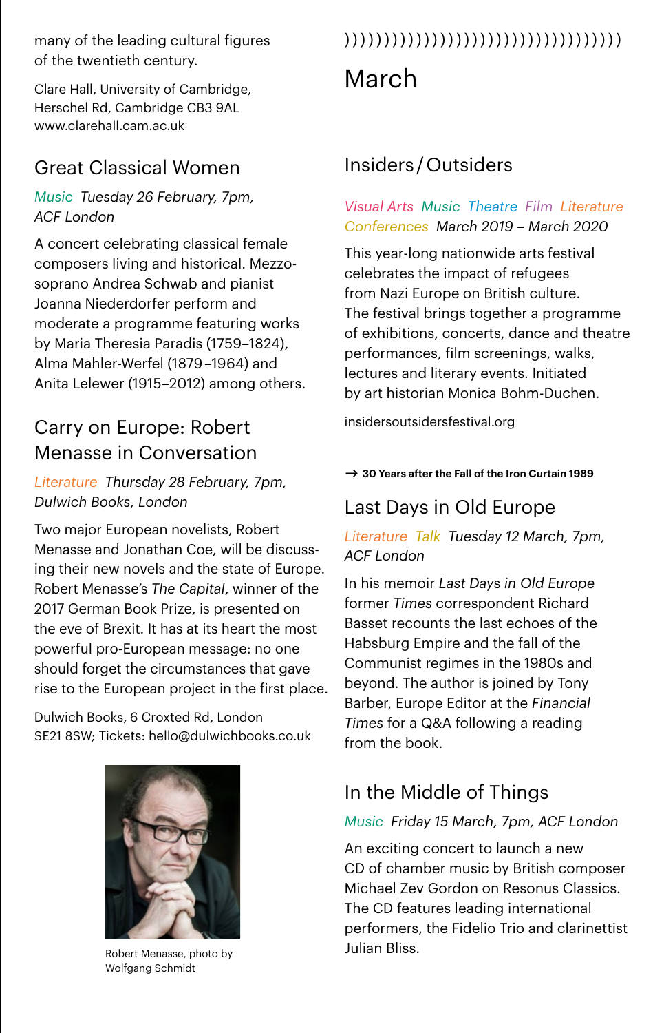many of the leading cultural figures of the twentieth century.

Clare Hall, University of Cambridge, Herschel Rd, Cambridge CB3 9AL
www.clarehall.cam.ac.uk

## Great Classical Women

*Music Tuesday 26 February, 7pm, ACF London*

A concert celebrating classical female composers living and historical. Mezzo-soprano Andrea Schwab and pianist Joanna Niederdorfer perform and moderate a programme featuring works by Maria Theresia Paradis (1759–1824), Alma Mahler-Werfel (1879–1964) and Anita Lelewer (1915–2012) among others.

## Carry on Europe: Robert Menasse in Conversation

*Literature Thursday 28 February, 7pm, Dulwich Books, London*

Two major European novelists, Robert Menasse and Jonathan Coe, will be discussing their new novels and the state of Europe. Robert Menasse's *The Capital*, winner of the 2017 German Book Prize, is presented on the eve of Brexit. It has at its heart the most powerful pro-European message: no one should forget the circumstances that gave rise to the European project in the first place.

Dulwich Books, 6 Croxted Rd, London SE21 8SW; Tickets: hello@dulwichbooks.co.uk

Robert Menasse, photo by Wolfgang Schmidt

# March

## Insiders / Outsiders

*Visual Arts Music Theatre Film Literature Conferences March 2019 – March 2020*

This year-long nationwide arts festival celebrates the impact of refugees from Nazi Europe on British culture. The festival brings together a programme of exhibitions, concerts, dance and theatre performances, film screenings, walks, lectures and literary events. Initiated by art historian Monica Bohm-Duchen.

insidersoutsidersfestival.org

**→ 30 Years after the Fall of the Iron Curtain 1989**

## Last Days in Old Europe

*Literature Talk Tuesday 12 March, 7pm, ACF London*

In his memoir *Last Days in Old Europe* former *Times* correspondent Richard Basset recounts the last echoes of the Habsburg Empire and the fall of the Communist regimes in the 1980s and beyond. The author is joined by Tony Barber, Europe Editor at the *Financial Times* for a Q&A following a reading from the book.

## In the Middle of Things

*Music Friday 15 March, 7pm, ACF London*

An exciting concert to launch a new CD of chamber music by British composer Michael Zev Gordon on Resonus Classics. The CD features leading international performers, the Fidelio Trio and clarinettist Julian Bliss.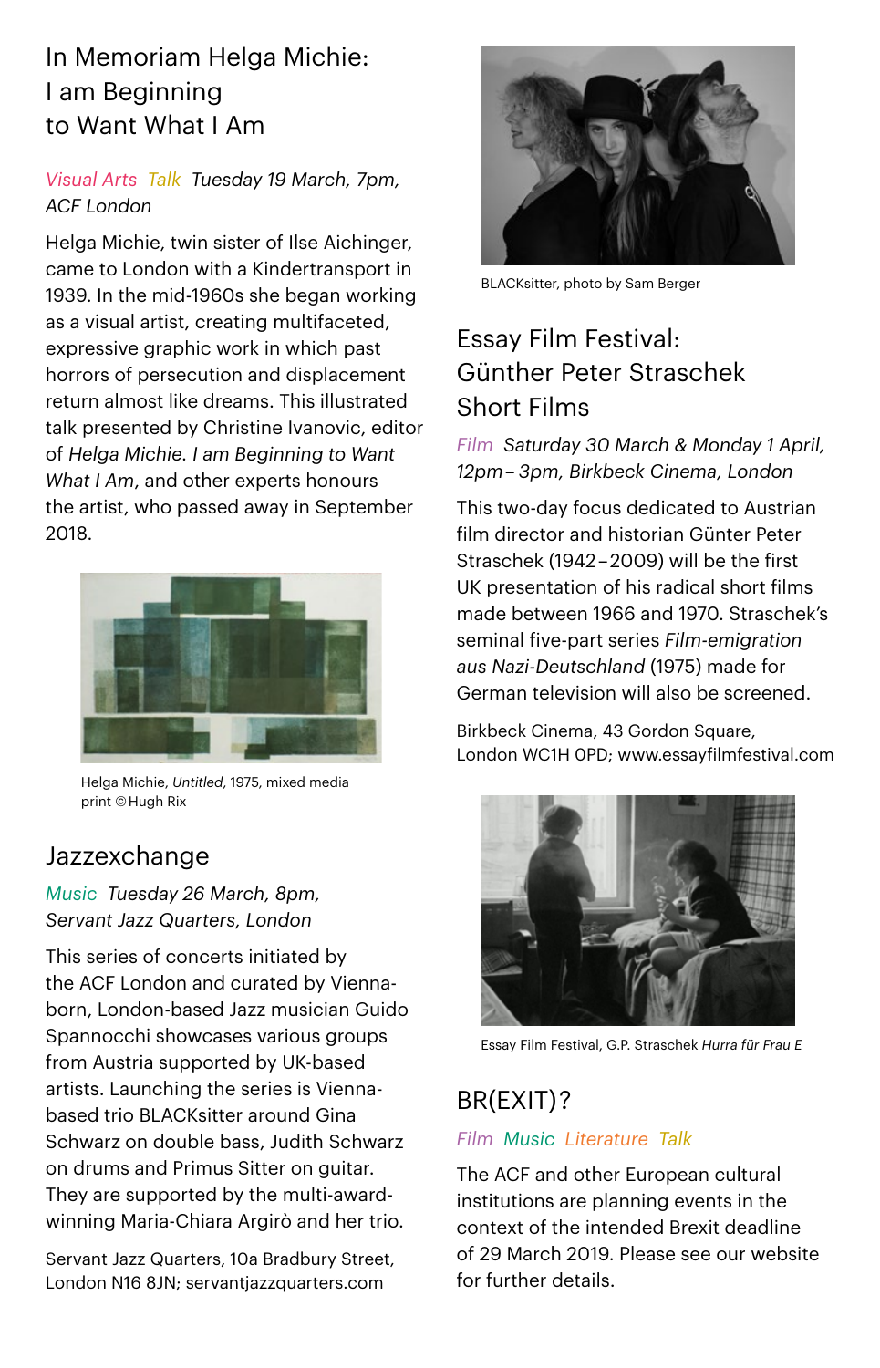## In Memoriam Helga Michie: I am Beginning to Want What I Am

*Visual Arts Talk Tuesday 19 March, 7pm, ACF London*

Helga Michie, twin sister of Ilse Aichinger, came to London with a Kindertransport in 1939. In the mid-1960s she began working as a visual artist, creating multifaceted, expressive graphic work in which past horrors of persecution and displacement return almost like dreams. This illustrated talk presented by Christine Ivanovic, editor of *Helga Michie. I am Beginning to Want What I Am*, and other experts honours the artist, who passed away in September 2018.

Helga Michie, *Untitled*, 1975, mixed media print © Hugh Rix

## Jazzexchange

*Music Tuesday 26 March, 8pm, Servant Jazz Quarters, London*

This series of concerts initiated by the ACF London and curated by Vienna-born, London-based Jazz musician Guido Spannocchi showcases various groups from Austria supported by UK-based artists. Launching the series is Vienna-based trio BLACKsitter around Gina Schwarz on double bass, Judith Schwarz on drums and Primus Sitter on guitar. They are supported by the multi-award-winning Maria-Chiara Argirò and her trio.

Servant Jazz Quarters, 10a Bradbury Street, London N16 8JN; servantjazzquarters.com

BLACKsitter, photo by Sam Berger

## Essay Film Festival: Günther Peter Straschek Short Films

*Film Saturday 30 March & Monday 1 April, 12pm – 3pm, Birkbeck Cinema, London*

This two-day focus dedicated to Austrian film director and historian Günter Peter Straschek (1942 – 2009) will be the first UK presentation of his radical short films made between 1966 and 1970. Straschek's seminal five-part series *Film-emigration aus Nazi-Deutschland* (1975) made for German television will also be screened.

Birkbeck Cinema, 43 Gordon Square, London WC1H 0PD; www.essayfilmfestival.com

Essay Film Festival, G.P. Straschek *Hurra für Frau E*

## BR(EXIT)?

*Film Music Literature Talk*

The ACF and other European cultural institutions are planning events in the context of the intended Brexit deadline of 29 March 2019. Please see our website for further details.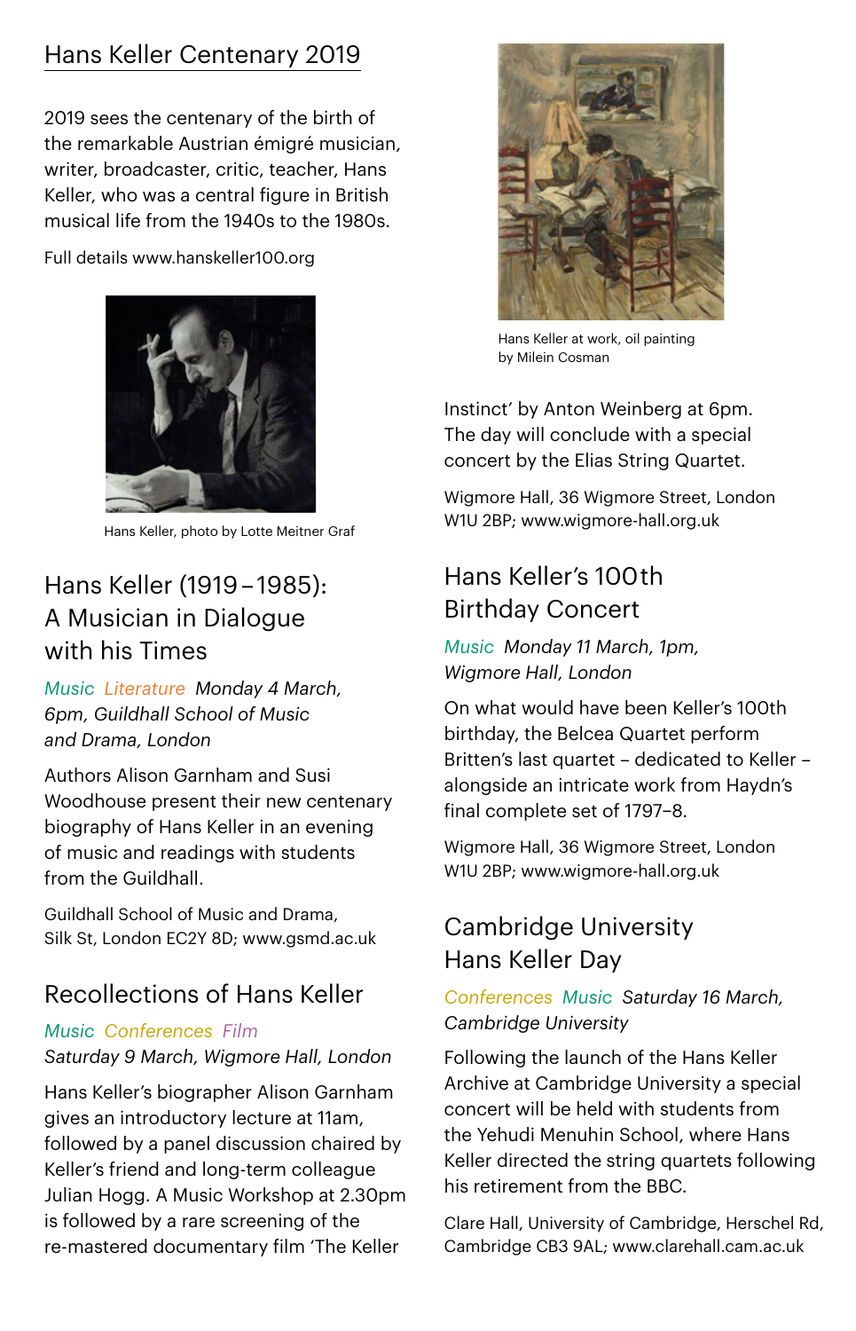## Hans Keller Centenary 2019

2019 sees the centenary of the birth of the remarkable Austrian émigré musician, writer, broadcaster, critic, teacher, Hans Keller, who was a central figure in British musical life from the 1940s to the 1980s.

Full details www.hanskeller100.org

Hans Keller, photo by Lotte Meitner Graf

## Hans Keller (1919–1985): A Musician in Dialogue with his Times

*Music Literature Monday 4 March, 6pm, Guildhall School of Music and Drama, London*

Authors Alison Garnham and Susi Woodhouse present their new centenary biography of Hans Keller in an evening of music and readings with students from the Guildhall.

Guildhall School of Music and Drama, Silk St, London EC2Y 8D; www.gsmd.ac.uk

## Recollections of Hans Keller

*Music Conferences Film*
*Saturday 9 March, Wigmore Hall, London*

Hans Keller's biographer Alison Garnham gives an introductory lecture at 11am, followed by a panel discussion chaired by Keller's friend and long-term colleague Julian Hogg. A Music Workshop at 2.30pm is followed by a rare screening of the re-mastered documentary film 'The Keller Instinct' by Anton Weinberg at 6pm. The day will conclude with a special concert by the Elias String Quartet.

Wigmore Hall, 36 Wigmore Street, London W1U 2BP; www.wigmore-hall.org.uk

Hans Keller at work, oil painting by Milein Cosman

## Hans Keller's 100th Birthday Concert

*Music Monday 11 March, 1pm, Wigmore Hall, London*

On what would have been Keller's 100th birthday, the Belcea Quartet perform Britten's last quartet – dedicated to Keller – alongside an intricate work from Haydn's final complete set of 1797–8.

Wigmore Hall, 36 Wigmore Street, London W1U 2BP; www.wigmore-hall.org.uk

## Cambridge University Hans Keller Day

*Conferences Music Saturday 16 March, Cambridge University*

Following the launch of the Hans Keller Archive at Cambridge University a special concert will be held with students from the Yehudi Menuhin School, where Hans Keller directed the string quartets following his retirement from the BBC.

Clare Hall, University of Cambridge, Herschel Rd, Cambridge CB3 9AL; www.clarehall.cam.ac.uk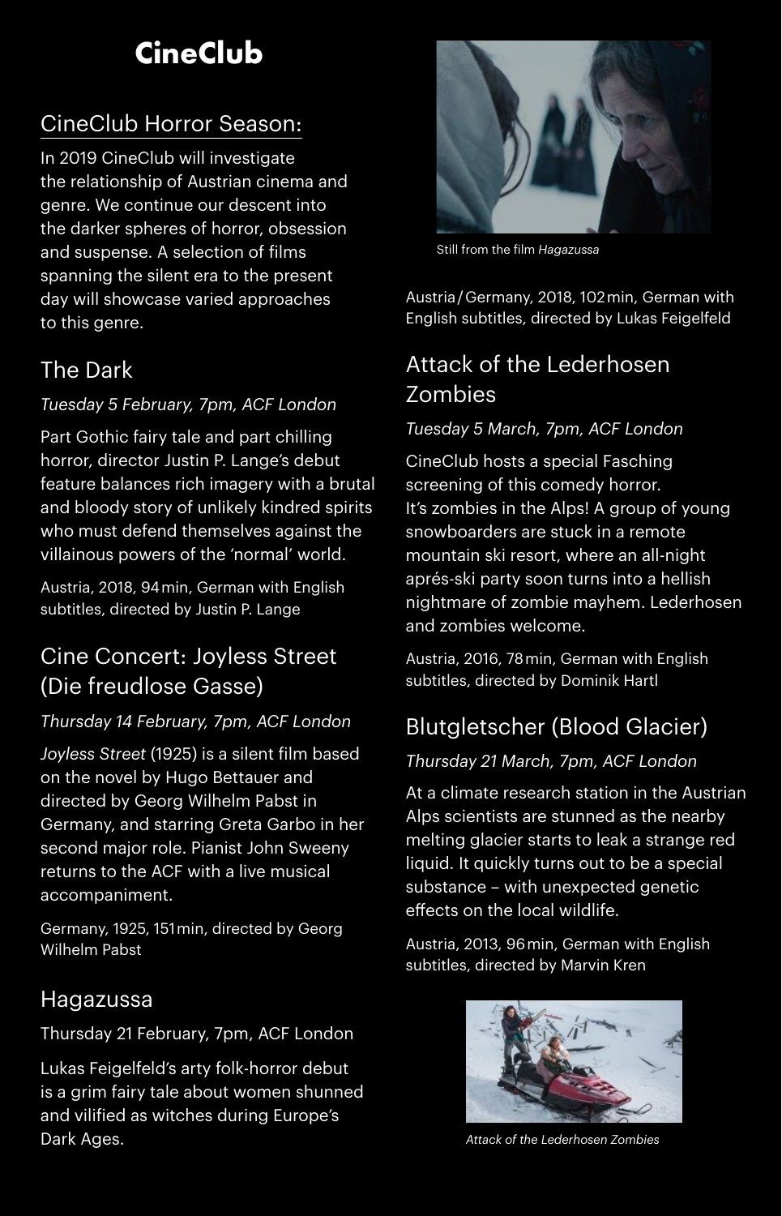# CineClub

## CineClub Horror Season:

In 2019 CineClub will investigate the relationship of Austrian cinema and genre. We continue our descent into the darker spheres of horror, obsession and suspense. A selection of films spanning the silent era to the present day will showcase varied approaches to this genre.

## The Dark

*Tuesday 5 February, 7pm, ACF London*

Part Gothic fairy tale and part chilling horror, director Justin P. Lange's debut feature balances rich imagery with a brutal and bloody story of unlikely kindred spirits who must defend themselves against the villainous powers of the 'normal' world.

Austria, 2018, 94 min, German with English subtitles, directed by Justin P. Lange

## Cine Concert: Joyless Street (Die freudlose Gasse)

*Thursday 14 February, 7pm, ACF London*

*Joyless Street* (1925) is a silent film based on the novel by Hugo Bettauer and directed by Georg Wilhelm Pabst in Germany, and starring Greta Garbo in her second major role. Pianist John Sweeny returns to the ACF with a live musical accompaniment.

Germany, 1925, 151 min, directed by Georg Wilhelm Pabst

## Hagazussa

Thursday 21 February, 7pm, ACF London

Lukas Feigelfeld's arty folk-horror debut is a grim fairy tale about women shunned and vilified as witches during Europe's Dark Ages.

Still from the film *Hagazussa*

Austria / Germany, 2018, 102 min, German with English subtitles, directed by Lukas Feigelfeld

## Attack of the Lederhosen Zombies

*Tuesday 5 March, 7pm, ACF London*

CineClub hosts a special Fasching screening of this comedy horror. It's zombies in the Alps! A group of young snowboarders are stuck in a remote mountain ski resort, where an all-night aprés-ski party soon turns into a hellish nightmare of zombie mayhem. Lederhosen and zombies welcome.

Austria, 2016, 78 min, German with English subtitles, directed by Dominik Hartl

## Blutgletscher (Blood Glacier)

*Thursday 21 March, 7pm, ACF London*

At a climate research station in the Austrian Alps scientists are stunned as the nearby melting glacier starts to leak a strange red liquid. It quickly turns out to be a special substance – with unexpected genetic effects on the local wildlife.

Austria, 2013, 96 min, German with English subtitles, directed by Marvin Kren

*Attack of the Lederhosen Zombies*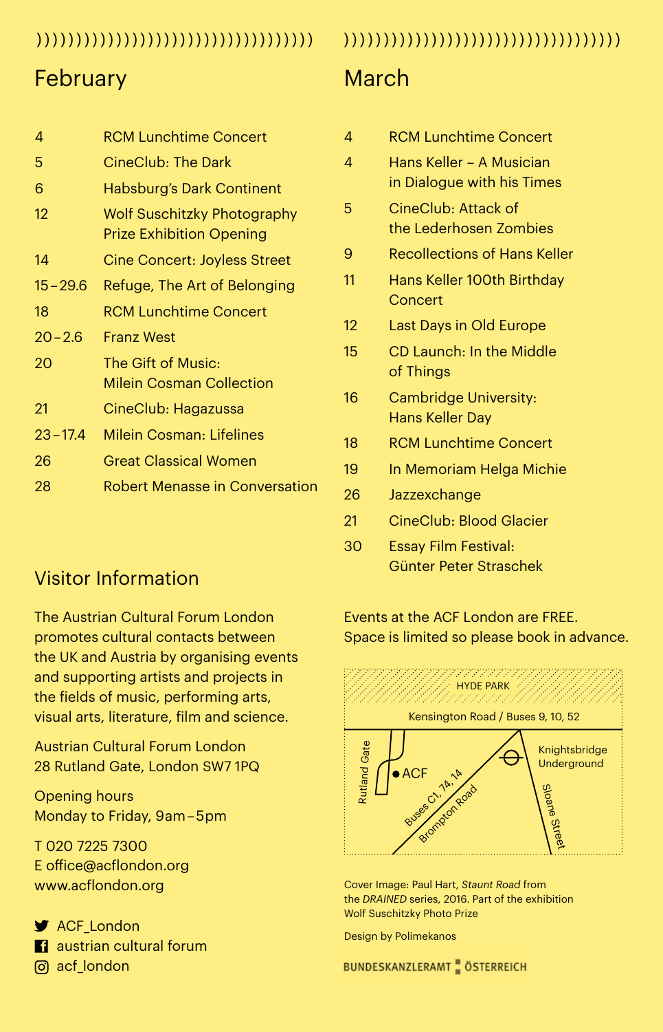## February

| | |
|---|---|
| 4 | RCM Lunchtime Concert |
| 5 | CineClub: The Dark |
| 6 | Habsburg's Dark Continent |
| 12 | Wolf Suschitzky Photography Prize Exhibition Opening |
| 14 | Cine Concert: Joyless Street |
| 15 – 29.6 | Refuge, The Art of Belonging |
| 18 | RCM Lunchtime Concert |
| 20 – 2.6 | Franz West |
| 20 | The Gift of Music: Milein Cosman Collection |
| 21 | CineClub: Hagazussa |
| 23 – 17.4 | Milein Cosman: Lifelines |
| 26 | Great Classical Women |
| 28 | Robert Menasse in Conversation |

## March

| | |
|---|---|
| 4 | RCM Lunchtime Concert |
| 4 | Hans Keller – A Musician in Dialogue with his Times |
| 5 | CineClub: Attack of the Lederhosen Zombies |
| 9 | Recollections of Hans Keller |
| 11 | Hans Keller 100th Birthday Concert |
| 12 | Last Days in Old Europe |
| 15 | CD Launch: In the Middle of Things |
| 16 | Cambridge University: Hans Keller Day |
| 18 | RCM Lunchtime Concert |
| 19 | In Memoriam Helga Michie |
| 26 | Jazzexchange |
| 21 | CineClub: Blood Glacier |
| 30 | Essay Film Festival: Günter Peter Straschek |

## Visitor Information

The Austrian Cultural Forum London promotes cultural contacts between the UK and Austria by organising events and supporting artists and projects in the fields of music, performing arts, visual arts, literature, film and science.

Austrian Cultural Forum London
28 Rutland Gate, London SW7 1PQ

Opening hours
Monday to Friday, 9am – 5pm

T 020 7225 7300
E office@acflondon.org
www.acflondon.org

ACF_London
austrian cultural forum
acf_london

Events at the ACF London are FREE.
Space is limited so please book in advance.

HYDE PARK
Kensington Road / Buses 9, 10, 52
Rutland Gate
ACF
Buses C1, 74, 14
Brompton Road
Knightsbridge Underground
Sloane Street

Cover Image: Paul Hart, *Staunt Road* from the *DRAINED* series, 2016. Part of the exhibition Wolf Suschitzky Photo Prize

Design by Polimekanos

BUNDESKANZLERAMT ÖSTERREICH